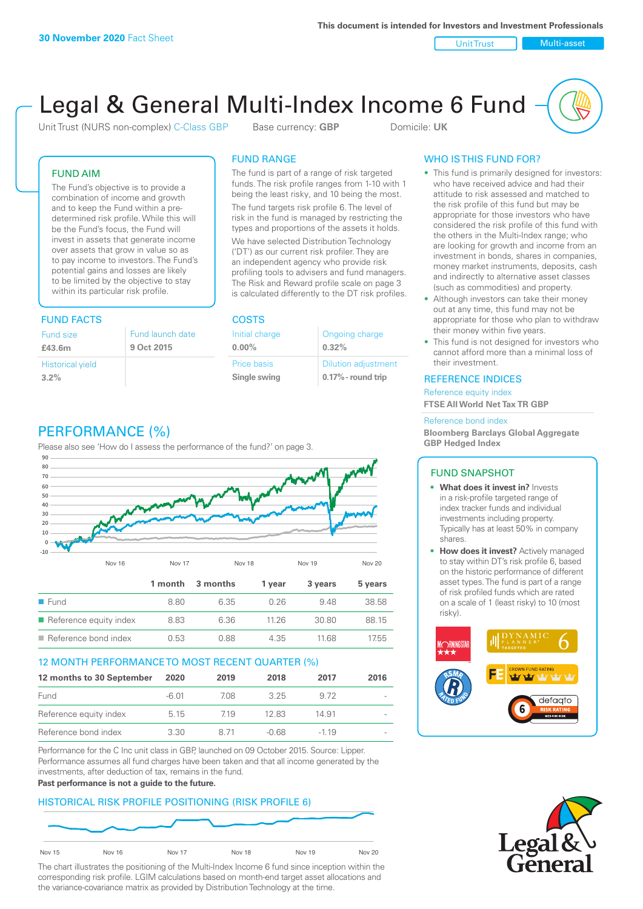**30 November 2020** Fact Sheet

**This document is intended for Investors and Investment Professionals**

Unit Trust | Multi-asset

# Legal & General Multi-Index Income 6 Fund

Unit Trust (NURS non-complex) C-Class GBP    Base currency: **GBP**    Domicile: **UK**

## FUND AIM

The Fund's objective is to provide a combination of income and growth and to keep the Fund within a pre-determined risk profile. While this will be the Fund's focus, the Fund will invest in assets that generate income over assets that grow in value so as to pay income to investors. The Fund's potential gains and losses are likely to be limited by the objective to stay within its particular risk profile.

## FUND RANGE

The fund is part of a range of risk targeted funds. The risk profile ranges from 1-10 with 1 being the least risky, and 10 being the most.

The fund targets risk profile 6. The level of risk in the fund is managed by restricting the types and proportions of the assets it holds.

We have selected Distribution Technology ('DT') as our current risk profiler. They are an independent agency who provide risk profiling tools to advisers and fund managers. The Risk and Reward profile scale on page 3 is calculated differently to the DT risk profiles.

## WHO IS THIS FUND FOR?

- This fund is primarily designed for investors: who have received advice and had their attitude to risk assessed and matched to the risk profile of this fund but may be appropriate for those investors who have considered the risk profile of this fund with the others in the Multi-Index range; who are looking for growth and income from an investment in bonds, shares in companies, money market instruments, deposits, cash and indirectly to alternative asset classes (such as commodities) and property.
- Although investors can take their money out at any time, this fund may not be appropriate for those who plan to withdraw their money within five years.
- This fund is not designed for investors who cannot afford more than a minimal loss of their investment.

## FUND FACTS

| Fund size | Fund launch date |
|---|---|
| **£43.6m** | **9 Oct 2015** |
| Historical yield | |
| **3.2%** | |

## COSTS

| Initial charge | Ongoing charge |
|---|---|
| **0.00%** | **0.32%** |
| Price basis | Dilution adjustment |
| **Single swing** | **0.17% - round trip** |

## REFERENCE INDICES

Reference equity index
**FTSE All World Net Tax TR GBP**

Reference bond index
**Bloomberg Barclays Global Aggregate GBP Hedged Index**

## PERFORMANCE (%)

Please also see 'How do I assess the performance of the fund?' on page 3.

| | 1 month | 3 months | 1 year | 3 years | 5 years |
|---|---|---|---|---|---|
| Fund | 8.80 | 6.35 | 0.26 | 9.48 | 38.58 |
| Reference equity index | 8.83 | 6.36 | 11.26 | 30.80 | 88.15 |
| Reference bond index | 0.53 | 0.88 | 4.35 | 11.68 | 17.55 |

## 12 MONTH PERFORMANCE TO MOST RECENT QUARTER (%)

| 12 months to 30 September | 2020 | 2019 | 2018 | 2017 | 2016 |
|---|---|---|---|---|---|
| Fund | -6.01 | 7.08 | 3.25 | 9.72 | - |
| Reference equity index | 5.15 | 7.19 | 12.83 | 14.91 | - |
| Reference bond index | 3.30 | 8.71 | -0.68 | -1.19 | - |

Performance for the C Inc unit class in GBP, launched on 09 October 2015. Source: Lipper. Performance assumes all fund charges have been taken and that all income generated by the investments, after deduction of tax, remains in the fund.

**Past performance is not a guide to the future.**

## FUND SNAPSHOT

- **What does it invest in?** Invests in a risk-profile targeted range of index tracker funds and individual investments including property. Typically has at least 50% in company shares.
- **How does it invest?** Actively managed to stay within DT's risk profile 6, based on the historic performance of different asset types. The fund is part of a range of risk profiled funds which are rated on a scale of 1 (least risky) to 10 (most risky).

## HISTORICAL RISK PROFILE POSITIONING (RISK PROFILE 6)

The chart illustrates the positioning of the Multi-Index Income 6 fund since inception within the corresponding risk profile. LGIM calculations based on month-end target asset allocations and the variance-covariance matrix as provided by Distribution Technology at the time.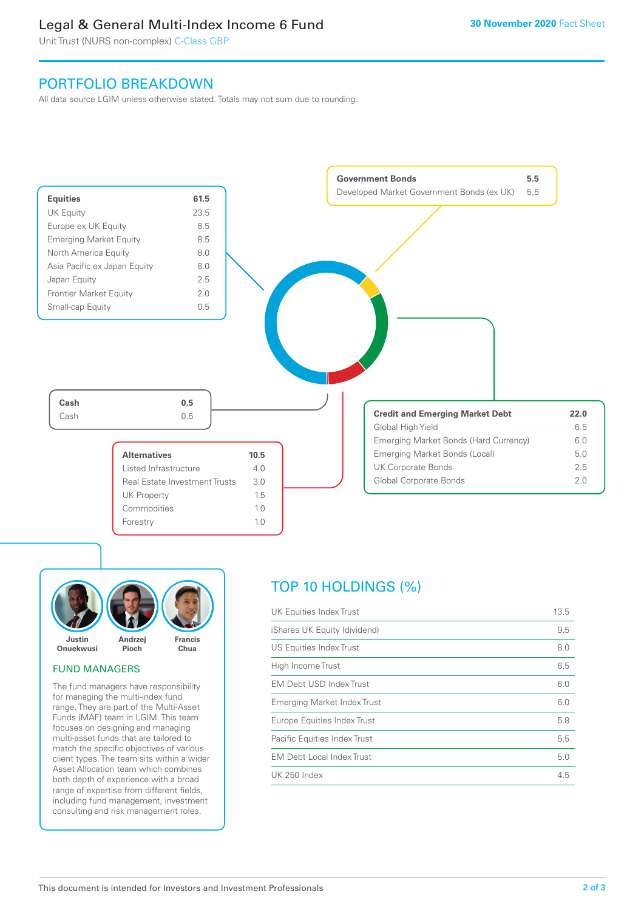# Legal & General Multi-Index Income 6 Fund

Unit Trust (NURS non-complex) C-Class GBP

**30 November 2020** Fact Sheet

## PORTFOLIO BREAKDOWN

All data source LGIM unless otherwise stated. Totals may not sum due to rounding.

| **Equities** | **61.5** |
|---|---|
| UK Equity | 23.5 |
| Europe ex UK Equity | 8.5 |
| Emerging Market Equity | 8.5 |
| North America Equity | 8.0 |
| Asia Pacific ex Japan Equity | 8.0 |
| Japan Equity | 2.5 |
| Frontier Market Equity | 2.0 |
| Small-cap Equity | 0.5 |

| **Government Bonds** | **5.5** |
|---|---|
| Developed Market Government Bonds (ex UK) | 5.5 |

| **Cash** | **0.5** |
|---|---|
| Cash | 0.5 |

| **Credit and Emerging Market Debt** | **22.0** |
|---|---|
| Global High Yield | 6.5 |
| Emerging Market Bonds (Hard Currency) | 6.0 |
| Emerging Market Bonds (Local) | 5.0 |
| UK Corporate Bonds | 2.5 |
| Global Corporate Bonds | 2.0 |

| **Alternatives** | **10.5** |
|---|---|
| Listed Infrastructure | 4.0 |
| Real Estate Investment Trusts | 3.0 |
| UK Property | 1.5 |
| Commodities | 1.0 |
| Forestry | 1.0 |

Justin Onuekwusi, Andrzej Pioch, Francis Chua

## FUND MANAGERS

The fund managers have responsibility for managing the multi-index fund range. They are part of the Multi-Asset Funds (MAF) team in LGIM. This team focuses on designing and managing multi-asset funds that are tailored to match the specific objectives of various client types. The team sits within a wider Asset Allocation team which combines both depth of experience with a broad range of expertise from different fields, including fund management, investment consulting and risk management roles.

## TOP 10 HOLDINGS (%)

| Holding | % |
|---|---|
| UK Equities Index Trust | 13.5 |
| iShares UK Equity (dividend) | 9.5 |
| US Equities Index Trust | 8.0 |
| High Income Trust | 6.5 |
| EM Debt USD Index Trust | 6.0 |
| Emerging Market Index Trust | 6.0 |
| Europe Equities Index Trust | 5.8 |
| Pacific Equities Index Trust | 5.5 |
| EM Debt Local Index Trust | 5.0 |
| UK 250 Index | 4.5 |

This document is intended for Investors and Investment Professionals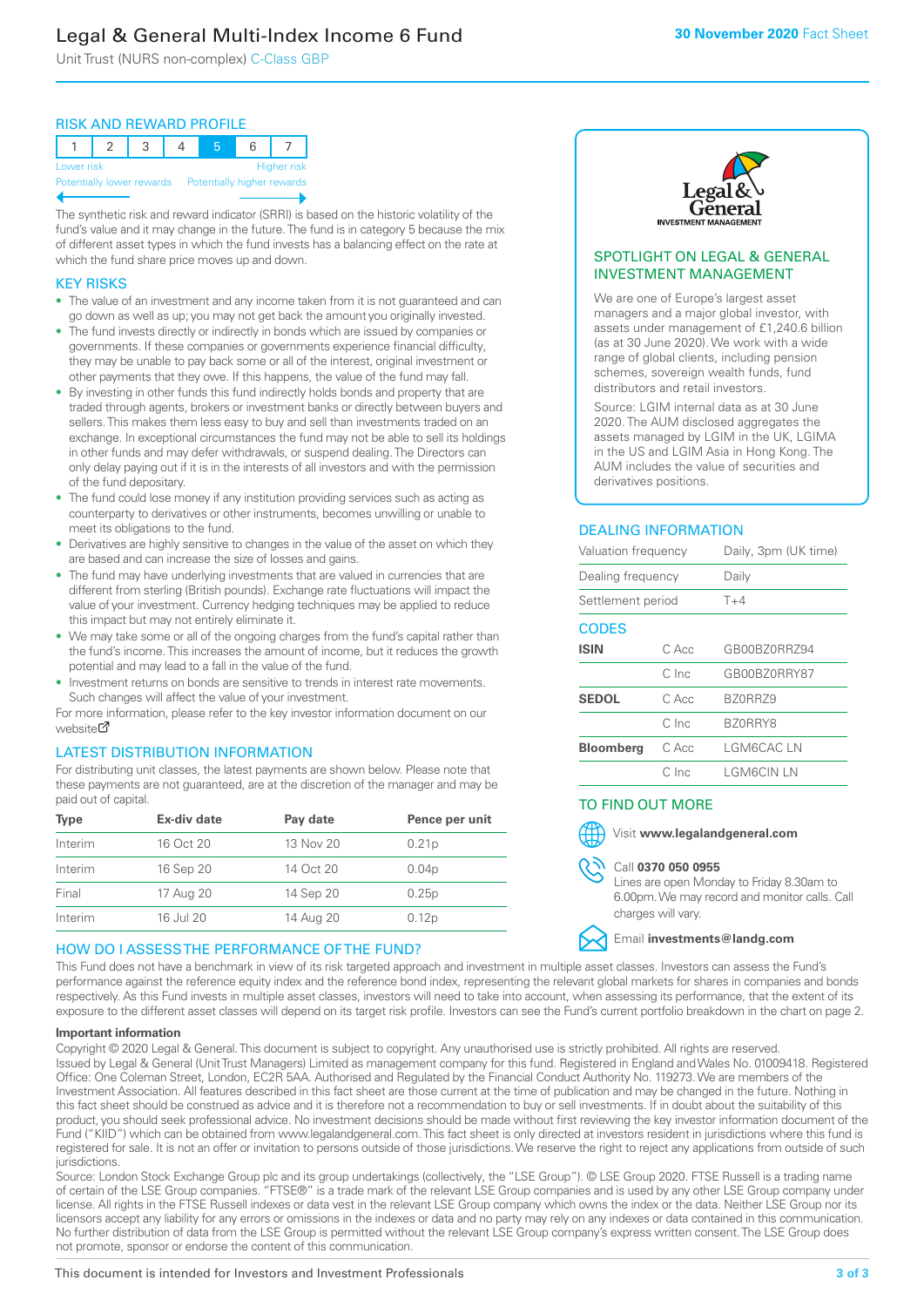# Legal & General Multi-Index Income 6 Fund

Unit Trust (NURS non-complex) C-Class GBP

**30 November 2020** Fact Sheet

## RISK AND REWARD PROFILE

| 1 | 2 | 3 | 4 | 5 | 6 | 7 |
|---|---|---|---|---|---|---|

Lower risk — Higher risk

Potentially lower rewards — Potentially higher rewards

The synthetic risk and reward indicator (SRRI) is based on the historic volatility of the fund's value and it may change in the future. The fund is in category 5 because the mix of different asset types in which the fund invests has a balancing effect on the rate at which the fund share price moves up and down.

## KEY RISKS

- The value of an investment and any income taken from it is not guaranteed and can go down as well as up; you may not get back the amount you originally invested.
- The fund invests directly or indirectly in bonds which are issued by companies or governments. If these companies or governments experience financial difficulty, they may be unable to pay back some or all of the interest, original investment or other payments that they owe. If this happens, the value of the fund may fall.
- By investing in other funds this fund indirectly holds bonds and property that are traded through agents, brokers or investment banks or directly between buyers and sellers. This makes them less easy to buy and sell than investments traded on an exchange. In exceptional circumstances the fund may not be able to sell its holdings in other funds and may defer withdrawals, or suspend dealing. The Directors can only delay paying out if it is in the interests of all investors and with the permission of the fund depositary.
- The fund could lose money if any institution providing services such as acting as counterparty to derivatives or other instruments, becomes unwilling or unable to meet its obligations to the fund.
- Derivatives are highly sensitive to changes in the value of the asset on which they are based and can increase the size of losses and gains.
- The fund may have underlying investments that are valued in currencies that are different from sterling (British pounds). Exchange rate fluctuations will impact the value of your investment. Currency hedging techniques may be applied to reduce this impact but may not entirely eliminate it.
- We may take some or all of the ongoing charges from the fund's capital rather than the fund's income. This increases the amount of income, but it reduces the growth potential and may lead to a fall in the value of the fund.
- Investment returns on bonds are sensitive to trends in interest rate movements. Such changes will affect the value of your investment.

For more information, please refer to the key investor information document on our website

## LATEST DISTRIBUTION INFORMATION

For distributing unit classes, the latest payments are shown below. Please note that these payments are not guaranteed, are at the discretion of the manager and may be paid out of capital.

| Type | Ex-div date | Pay date | Pence per unit |
|---|---|---|---|
| Interim | 16 Oct 20 | 13 Nov 20 | 0.21p |
| Interim | 16 Sep 20 | 14 Oct 20 | 0.04p |
| Final | 17 Aug 20 | 14 Sep 20 | 0.25p |
| Interim | 16 Jul 20 | 14 Aug 20 | 0.12p |

## SPOTLIGHT ON LEGAL & GENERAL INVESTMENT MANAGEMENT

We are one of Europe's largest asset managers and a major global investor, with assets under management of £1,240.6 billion (as at 30 June 2020). We work with a wide range of global clients, including pension schemes, sovereign wealth funds, fund distributors and retail investors.

Source: LGIM internal data as at 30 June 2020. The AUM disclosed aggregates the assets managed by LGIM in the UK, LGIMA in the US and LGIM Asia in Hong Kong. The AUM includes the value of securities and derivatives positions.

## DEALING INFORMATION

| | |
|---|---|
| Valuation frequency | Daily, 3pm (UK time) |
| Dealing frequency | Daily |
| Settlement period | T+4 |

## CODES

| | | |
|---|---|---|
| **ISIN** | C Acc | GB00BZ0RRZ94 |
| | C Inc | GB00BZ0RRY87 |
| **SEDOL** | C Acc | BZ0RRZ9 |
| | C Inc | BZ0RRY8 |
| **Bloomberg** | C Acc | LGM6CAC LN |
| | C Inc | LGM6CIN LN |

## TO FIND OUT MORE

Visit **www.legalandgeneral.com**

Call **0370 050 0955**
Lines are open Monday to Friday 8.30am to 6.00pm. We may record and monitor calls. Call charges will vary.

Email **investments@landg.com**

## HOW DO I ASSESS THE PERFORMANCE OF THE FUND?

This Fund does not have a benchmark in view of its risk targeted approach and investment in multiple asset classes. Investors can assess the Fund's performance against the reference equity index and the reference bond index, representing the relevant global markets for shares in companies and bonds respectively. As this Fund invests in multiple asset classes, investors will need to take into account, when assessing its performance, that the extent of its exposure to the different asset classes will depend on its target risk profile. Investors can see the Fund's current portfolio breakdown in the chart on page 2.

**Important information**

Copyright © 2020 Legal & General. This document is subject to copyright. Any unauthorised use is strictly prohibited. All rights are reserved.
Issued by Legal & General (Unit Trust Managers) Limited as management company for this fund. Registered in England and Wales No. 01009418. Registered Office: One Coleman Street, London, EC2R 5AA. Authorised and Regulated by the Financial Conduct Authority No. 119273. We are members of the Investment Association. All features described in this fact sheet are those current at the time of publication and may be changed in the future. Nothing in this fact sheet should be construed as advice and it is therefore not a recommendation to buy or sell investments. If in doubt about the suitability of this product, you should seek professional advice. No investment decisions should be made without first reviewing the key investor information document of the Fund ("KIID") which can be obtained from www.legalandgeneral.com. This fact sheet is only directed at investors resident in jurisdictions where this fund is registered for sale. It is not an offer or invitation to persons outside of those jurisdictions. We reserve the right to reject any applications from outside of such jurisdictions.
Source: London Stock Exchange Group plc and its group undertakings (collectively, the "LSE Group"). © LSE Group 2020. FTSE Russell is a trading name of certain of the LSE Group companies. "FTSE®" is a trade mark of the relevant LSE Group companies and is used by any other LSE Group company under license. All rights in the FTSE Russell indexes or data vest in the relevant LSE Group company which owns the index or the data. Neither LSE Group nor its licensors accept any liability for any errors or omissions in the indexes or data and no party may rely on any indexes or data contained in this communication. No further distribution of data from the LSE Group is permitted without the relevant LSE Group company's express written consent. The LSE Group does not promote, sponsor or endorse the content of this communication.

This document is intended for Investors and Investment Professionals